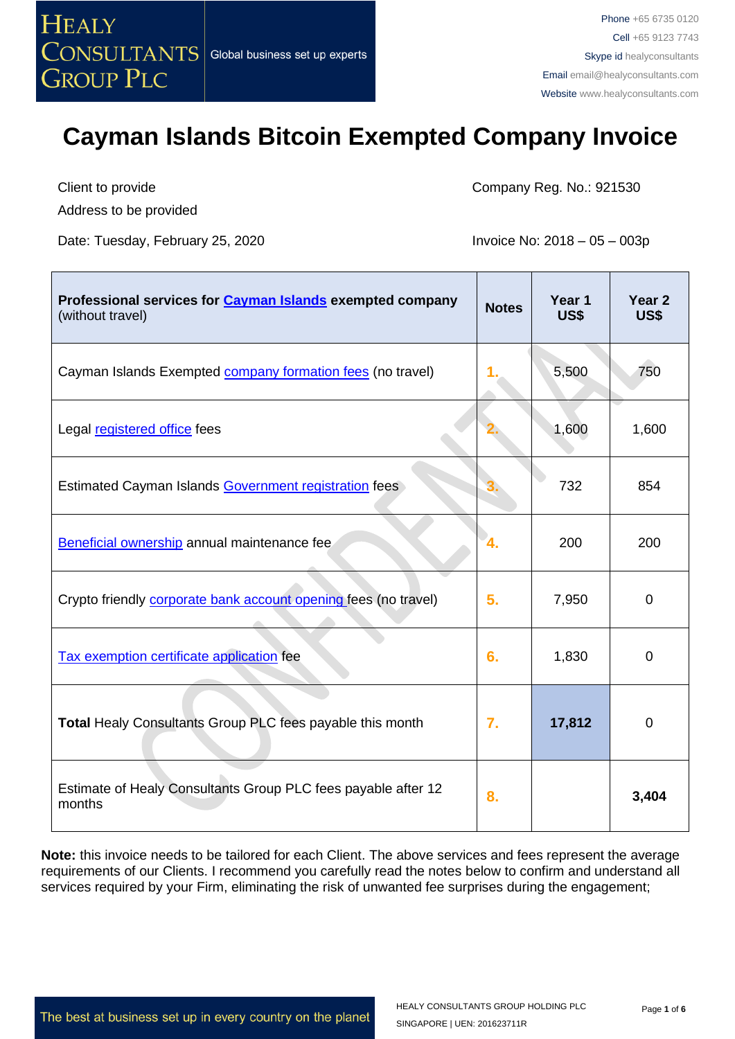HEALY CONSULTANTS GROUP PLC

Global business set up experts

Phone +65 6735 0120
Cell +65 9123 7743
Skype id healyconsultants
Email email@healyconsultants.com
Website www.healyconsultants.com

# Cayman Islands Bitcoin Exempted Company Invoice

Client to provide
Address to be provided

Company Reg. No.: 921530

Date: Tuesday, February 25, 2020

Invoice No: 2018 – 05 – 003p

| **Professional services for Cayman Islands exempted company** (without travel) | **Notes** | **Year 1 US$** | **Year 2 US$** |
|---|---|---|---|
| Cayman Islands Exempted company formation fees (no travel) | 1. | 5,500 | 750 |
| Legal registered office fees | 2. | 1,600 | 1,600 |
| Estimated Cayman Islands Government registration fees | 3. | 732 | 854 |
| Beneficial ownership annual maintenance fee | 4. | 200 | 200 |
| Crypto friendly corporate bank account opening fees (no travel) | 5. | 7,950 | 0 |
| Tax exemption certificate application fee | 6. | 1,830 | 0 |
| **Total** Healy Consultants Group PLC fees payable this month | 7. | **17,812** | 0 |
| Estimate of Healy Consultants Group PLC fees payable after 12 months | 8. | | **3,404** |

**Note:** this invoice needs to be tailored for each Client. The above services and fees represent the average requirements of our Clients. I recommend you carefully read the notes below to confirm and understand all services required by your Firm, eliminating the risk of unwanted fee surprises during the engagement;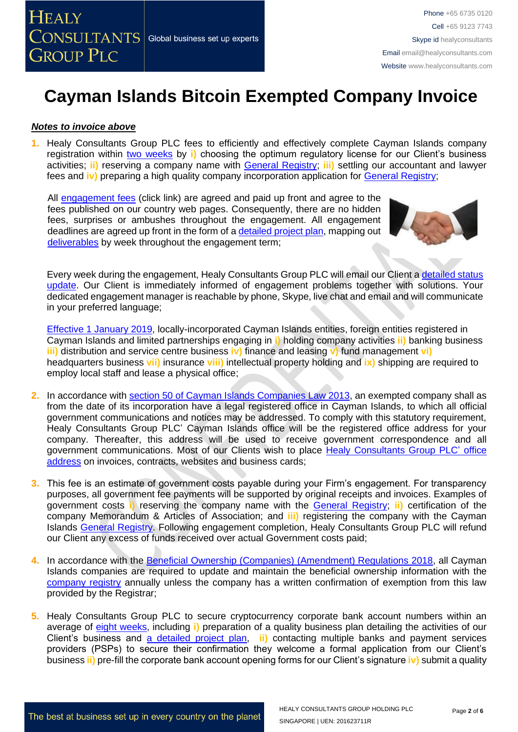# Cayman Islands Bitcoin Exempted Company Invoice

***Notes to invoice above***

1. Healy Consultants Group PLC fees to efficiently and effectively complete Cayman Islands company registration within two weeks by **i)** choosing the optimum regulatory license for our Client's business activities; **ii)** reserving a company name with General Registry; **iii)** settling our accountant and lawyer fees and **iv)** preparing a high quality company incorporation application for General Registry;

   All engagement fees (click link) are agreed and paid up front and agree to the fees published on our country web pages. Consequently, there are no hidden fees, surprises or ambushes throughout the engagement. All engagement deadlines are agreed up front in the form of a detailed project plan, mapping out deliverables by week throughout the engagement term;

   Every week during the engagement, Healy Consultants Group PLC will email our Client a detailed status update. Our Client is immediately informed of engagement problems together with solutions. Your dedicated engagement manager is reachable by phone, Skype, live chat and email and will communicate in your preferred language;

   Effective 1 January 2019, locally-incorporated Cayman Islands entities, foreign entities registered in Cayman Islands and limited partnerships engaging in **i)** holding company activities **ii)** banking business **iii)** distribution and service centre business **iv)** finance and leasing **v)** fund management **vi)** headquarters business **vii)** insurance **viii)** intellectual property holding and **ix)** shipping are required to employ local staff and lease a physical office;

2. In accordance with section 50 of Cayman Islands Companies Law 2013, an exempted company shall as from the date of its incorporation have a legal registered office in Cayman Islands, to which all official government communications and notices may be addressed. To comply with this statutory requirement, Healy Consultants Group PLC' Cayman Islands office will be the registered office address for your company. Thereafter, this address will be used to receive government correspondence and all government communications. Most of our Clients wish to place Healy Consultants Group PLC' office address on invoices, contracts, websites and business cards;

3. This fee is an estimate of government costs payable during your Firm's engagement. For transparency purposes, all government fee payments will be supported by original receipts and invoices. Examples of government costs **i)** reserving the company name with the General Registry; **ii)** certification of the company Memorandum & Articles of Association; and **iii)** registering the company with the Cayman Islands General Registry. Following engagement completion, Healy Consultants Group PLC will refund our Client any excess of funds received over actual Government costs paid;

4. In accordance with the Beneficial Ownership (Companies) (Amendment) Regulations 2018, all Cayman Islands companies are required to update and maintain the beneficial ownership information with the company registry annually unless the company has a written confirmation of exemption from this law provided by the Registrar;

5. Healy Consultants Group PLC to secure cryptocurrency corporate bank account numbers within an average of eight weeks, including **i)** preparation of a quality business plan detailing the activities of our Client's business and a detailed project plan, **ii)** contacting multiple banks and payment services providers (PSPs) to secure their confirmation they welcome a formal application from our Client's business **ii)** pre-fill the corporate bank account opening forms for our Client's signature **iv)** submit a quality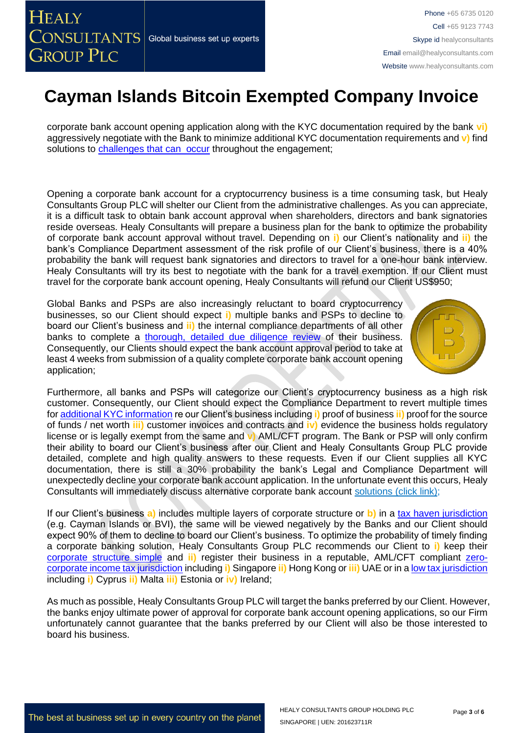# Cayman Islands Bitcoin Exempted Company Invoice

corporate bank account opening application along with the KYC documentation required by the bank vi) aggressively negotiate with the Bank to minimize additional KYC documentation requirements and v) find solutions to challenges that can occur throughout the engagement;

Opening a corporate bank account for a cryptocurrency business is a time consuming task, but Healy Consultants Group PLC will shelter our Client from the administrative challenges. As you can appreciate, it is a difficult task to obtain bank account approval when shareholders, directors and bank signatories reside overseas. Healy Consultants will prepare a business plan for the bank to optimize the probability of corporate bank account approval without travel. Depending on i) our Client's nationality and ii) the bank's Compliance Department assessment of the risk profile of our Client's business, there is a 40% probability the bank will request bank signatories and directors to travel for a one-hour bank interview. Healy Consultants will try its best to negotiate with the bank for a travel exemption. If our Client must travel for the corporate bank account opening, Healy Consultants will refund our Client US$950;

Global Banks and PSPs are also increasingly reluctant to board cryptocurrency businesses, so our Client should expect i) multiple banks and PSPs to decline to board our Client's business and ii) the internal compliance departments of all other banks to complete a thorough, detailed due diligence review of their business. Consequently, our Clients should expect the bank account approval period to take at least 4 weeks from submission of a quality complete corporate bank account opening application;

Furthermore, all banks and PSPs will categorize our Client's cryptocurrency business as a high risk customer. Consequently, our Client should expect the Compliance Department to revert multiple times for additional KYC information re our Client's business including i) proof of business ii) proof for the source of funds / net worth iii) customer invoices and contracts and iv) evidence the business holds regulatory license or is legally exempt from the same and v) AML/CFT program. The Bank or PSP will only confirm their ability to board our Client's business after our Client and Healy Consultants Group PLC provide detailed, complete and high quality answers to these requests. Even if our Client supplies all KYC documentation, there is still a 30% probability the bank's Legal and Compliance Department will unexpectedly decline your corporate bank account application. In the unfortunate event this occurs, Healy Consultants will immediately discuss alternative corporate bank account solutions (click link);

If our Client's business a) includes multiple layers of corporate structure or b) in a tax haven jurisdiction (e.g. Cayman Islands or BVI), the same will be viewed negatively by the Banks and our Client should expect 90% of them to decline to board our Client's business. To optimize the probability of timely finding a corporate banking solution, Healy Consultants Group PLC recommends our Client to i) keep their corporate structure simple and ii) register their business in a reputable, AML/CFT compliant zero-corporate income tax jurisdiction including i) Singapore ii) Hong Kong or iii) UAE or in a low tax jurisdiction including i) Cyprus ii) Malta iii) Estonia or iv) Ireland;

As much as possible, Healy Consultants Group PLC will target the banks preferred by our Client. However, the banks enjoy ultimate power of approval for corporate bank account opening applications, so our Firm unfortunately cannot guarantee that the banks preferred by our Client will also be those interested to board his business.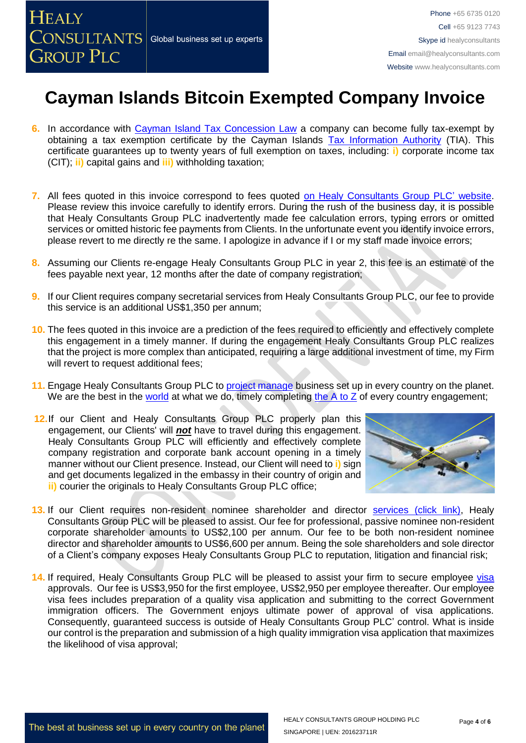# Cayman Islands Bitcoin Exempted Company Invoice

6. In accordance with Cayman Island Tax Concession Law a company can become fully tax-exempt by obtaining a tax exemption certificate by the Cayman Islands Tax Information Authority (TIA). This certificate guarantees up to twenty years of full exemption on taxes, including: i) corporate income tax (CIT); ii) capital gains and iii) withholding taxation;

7. All fees quoted in this invoice correspond to fees quoted on Healy Consultants Group PLC' website. Please review this invoice carefully to identify errors. During the rush of the business day, it is possible that Healy Consultants Group PLC inadvertently made fee calculation errors, typing errors or omitted services or omitted historic fee payments from Clients. In the unfortunate event you identify invoice errors, please revert to me directly re the same. I apologize in advance if I or my staff made invoice errors;

8. Assuming our Clients re-engage Healy Consultants Group PLC in year 2, this fee is an estimate of the fees payable next year, 12 months after the date of company registration;

9. If our Client requires company secretarial services from Healy Consultants Group PLC, our fee to provide this service is an additional US$1,350 per annum;

10. The fees quoted in this invoice are a prediction of the fees required to efficiently and effectively complete this engagement in a timely manner. If during the engagement Healy Consultants Group PLC realizes that the project is more complex than anticipated, requiring a large additional investment of time, my Firm will revert to request additional fees;

11. Engage Healy Consultants Group PLC to project manage business set up in every country on the planet. We are the best in the world at what we do, timely completing the A to Z of every country engagement;

12. If our Client and Healy Consultants Group PLC properly plan this engagement, our Clients' will ***not*** have to travel during this engagement. Healy Consultants Group PLC will efficiently and effectively complete company registration and corporate bank account opening in a timely manner without our Client presence. Instead, our Client will need to i) sign and get documents legalized in the embassy in their country of origin and ii) courier the originals to Healy Consultants Group PLC office;

13. If our Client requires non-resident nominee shareholder and director services (click link), Healy Consultants Group PLC will be pleased to assist. Our fee for professional, passive nominee non-resident corporate shareholder amounts to US$2,100 per annum. Our fee to be both non-resident nominee director and shareholder amounts to US$6,600 per annum. Being the sole shareholders and sole director of a Client's company exposes Healy Consultants Group PLC to reputation, litigation and financial risk;

14. If required, Healy Consultants Group PLC will be pleased to assist your firm to secure employee visa approvals. Our fee is US$3,950 for the first employee, US$2,950 per employee thereafter. Our employee visa fees includes preparation of a quality visa application and submitting to the correct Government immigration officers. The Government enjoys ultimate power of approval of visa applications. Consequently, guaranteed success is outside of Healy Consultants Group PLC' control. What is inside our control is the preparation and submission of a high quality immigration visa application that maximizes the likelihood of visa approval;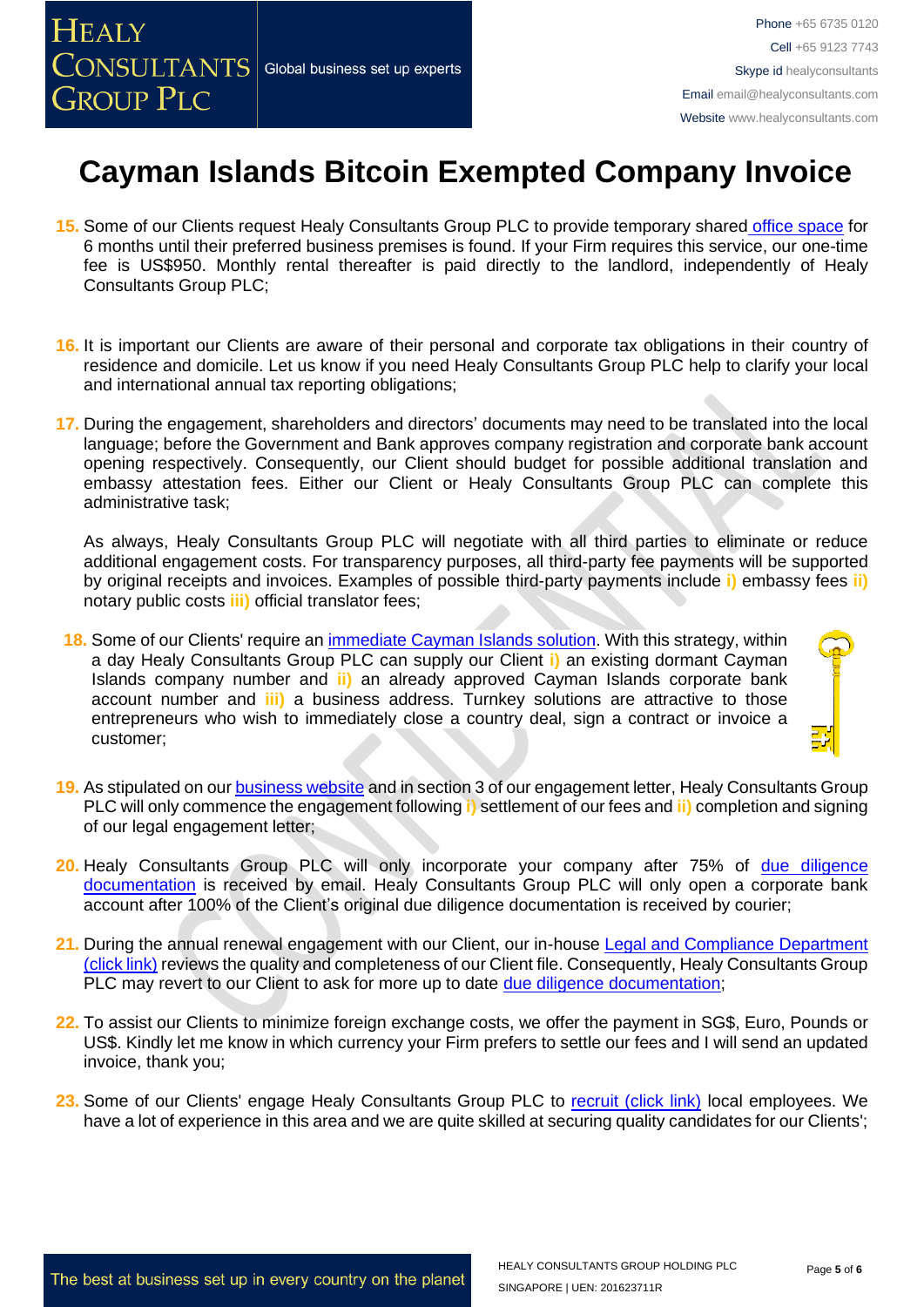# Cayman Islands Bitcoin Exempted Company Invoice

15. Some of our Clients request Healy Consultants Group PLC to provide temporary shared office space for 6 months until their preferred business premises is found. If your Firm requires this service, our one-time fee is US$950. Monthly rental thereafter is paid directly to the landlord, independently of Healy Consultants Group PLC;

16. It is important our Clients are aware of their personal and corporate tax obligations in their country of residence and domicile. Let us know if you need Healy Consultants Group PLC help to clarify your local and international annual tax reporting obligations;

17. During the engagement, shareholders and directors' documents may need to be translated into the local language; before the Government and Bank approves company registration and corporate bank account opening respectively. Consequently, our Client should budget for possible additional translation and embassy attestation fees. Either our Client or Healy Consultants Group PLC can complete this administrative task;

    As always, Healy Consultants Group PLC will negotiate with all third parties to eliminate or reduce additional engagement costs. For transparency purposes, all third-party fee payments will be supported by original receipts and invoices. Examples of possible third-party payments include **i)** embassy fees **ii)** notary public costs **iii)** official translator fees;

18. Some of our Clients' require an immediate Cayman Islands solution. With this strategy, within a day Healy Consultants Group PLC can supply our Client **i)** an existing dormant Cayman Islands company number and **ii)** an already approved Cayman Islands corporate bank account number and **iii)** a business address. Turnkey solutions are attractive to those entrepreneurs who wish to immediately close a country deal, sign a contract or invoice a customer;

19. As stipulated on our business website and in section 3 of our engagement letter, Healy Consultants Group PLC will only commence the engagement following **i)** settlement of our fees and **ii)** completion and signing of our legal engagement letter;

20. Healy Consultants Group PLC will only incorporate your company after 75% of due diligence documentation is received by email. Healy Consultants Group PLC will only open a corporate bank account after 100% of the Client's original due diligence documentation is received by courier;

21. During the annual renewal engagement with our Client, our in-house Legal and Compliance Department (click link) reviews the quality and completeness of our Client file. Consequently, Healy Consultants Group PLC may revert to our Client to ask for more up to date due diligence documentation;

22. To assist our Clients to minimize foreign exchange costs, we offer the payment in SG$, Euro, Pounds or US$. Kindly let me know in which currency your Firm prefers to settle our fees and I will send an updated invoice, thank you;

23. Some of our Clients' engage Healy Consultants Group PLC to recruit (click link) local employees. We have a lot of experience in this area and we are quite skilled at securing quality candidates for our Clients';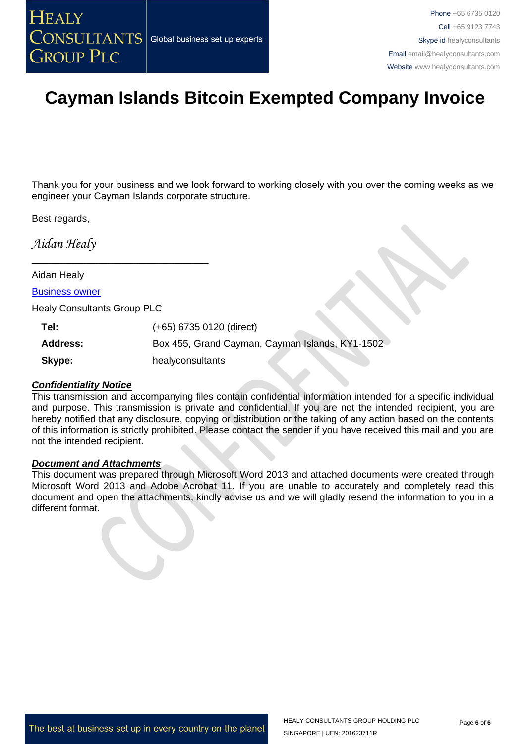# Cayman Islands Bitcoin Exempted Company Invoice

Thank you for your business and we look forward to working closely with you over the coming weeks as we engineer your Cayman Islands corporate structure.

Best regards,

*Aidan Healy*

\_\_\_\_\_\_\_\_\_\_\_\_\_\_\_\_\_\_\_\_\_\_\_\_\_\_\_\_\_\_\_\_

Aidan Healy

[Business owner]()

Healy Consultants Group PLC

| | |
|---|---|
| **Tel:** | (+65) 6735 0120 (direct) |
| **Address:** | Box 455, Grand Cayman, Cayman Islands, KY1-1502 |
| **Skype:** | healyconsultants |

***Confidentiality Notice***

This transmission and accompanying files contain confidential information intended for a specific individual and purpose. This transmission is private and confidential. If you are not the intended recipient, you are hereby notified that any disclosure, copying or distribution or the taking of any action based on the contents of this information is strictly prohibited. Please contact the sender if you have received this mail and you are not the intended recipient.

***Document and Attachments***

This document was prepared through Microsoft Word 2013 and attached documents were created through Microsoft Word 2013 and Adobe Acrobat 11. If you are unable to accurately and completely read this document and open the attachments, kindly advise us and we will gladly resend the information to you in a different format.